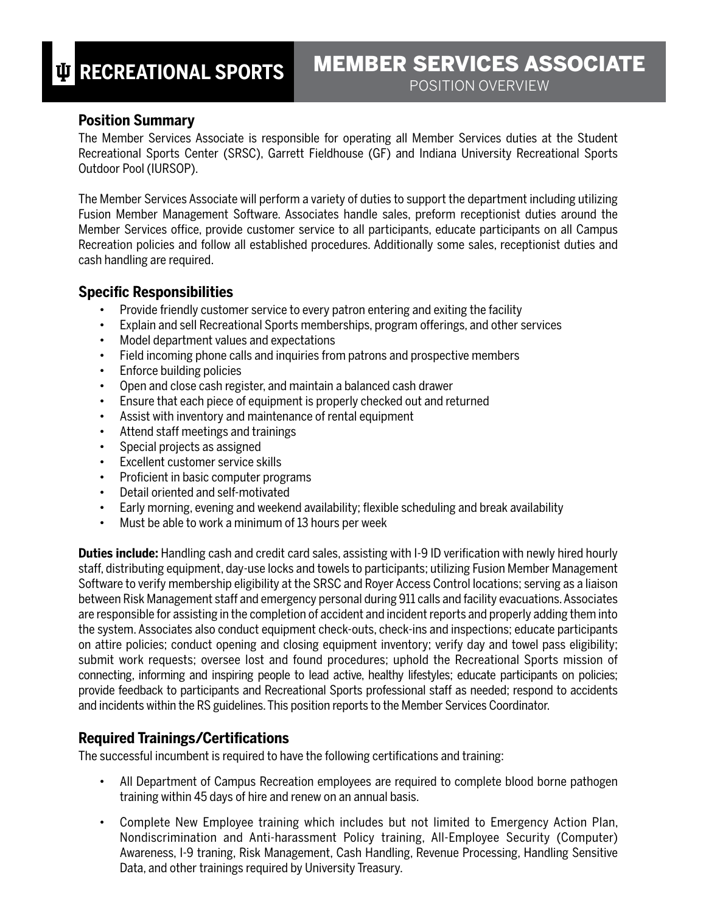# RECREATIONAL SPORTS

# MEMBER SERVICES ASSOCIATE

POSITION OVERVIEW

## Position Summary

The Member Services Associate is responsible for operating all Member Services duties at the Student Recreational Sports Center (SRSC), Garrett Fieldhouse (GF) and Indiana University Recreational Sports Outdoor Pool (IURSOP).

The Member Services Associate will perform a variety of duties to support the department including utilizing Fusion Member Management Software. Associates handle sales, preform receptionist duties around the Member Services office, provide customer service to all participants, educate participants on all Campus Recreation policies and follow all established procedures. Additionally some sales, receptionist duties and cash handling are required.

## Specific Responsibilities

- Provide friendly customer service to every patron entering and exiting the facility
- Explain and sell Recreational Sports memberships, program offerings, and other services
- Model department values and expectations
- Field incoming phone calls and inquiries from patrons and prospective members
- Enforce building policies
- Open and close cash register, and maintain a balanced cash drawer
- Ensure that each piece of equipment is properly checked out and returned
- Assist with inventory and maintenance of rental equipment
- Attend staff meetings and trainings
- Special projects as assigned
- Excellent customer service skills
- Proficient in basic computer programs
- Detail oriented and self-motivated
- Early morning, evening and weekend availability; flexible scheduling and break availability
- Must be able to work a minimum of 13 hours per week

**Duties include:** Handling cash and credit card sales, assisting with I-9 ID verification with newly hired hourly staff, distributing equipment, day-use locks and towels to participants; utilizing Fusion Member Management Software to verify membership eligibility at the SRSC and Royer Access Control locations; serving as a liaison between Risk Management staff and emergency personal during 911 calls and facility evacuations. Associates are responsible for assisting in the completion of accident and incident reports and properly adding them into the system. Associates also conduct equipment check-outs, check-ins and inspections; educate participants on attire policies; conduct opening and closing equipment inventory; verify day and towel pass eligibility; submit work requests; oversee lost and found procedures; uphold the Recreational Sports mission of connecting, informing and inspiring people to lead active, healthy lifestyles; educate participants on policies; provide feedback to participants and Recreational Sports professional staff as needed; respond to accidents and incidents within the RS guidelines. This position reports to the Member Services Coordinator.

## Required Trainings/Certifications

The successful incumbent is required to have the following certifications and training:

- All Department of Campus Recreation employees are required to complete blood borne pathogen training within 45 days of hire and renew on an annual basis.
- Complete New Employee training which includes but not limited to Emergency Action Plan, Nondiscrimination and Anti-harassment Policy training, All-Employee Security (Computer) Awareness, I-9 traning, Risk Management, Cash Handling, Revenue Processing, Handling Sensitive Data, and other trainings required by University Treasury.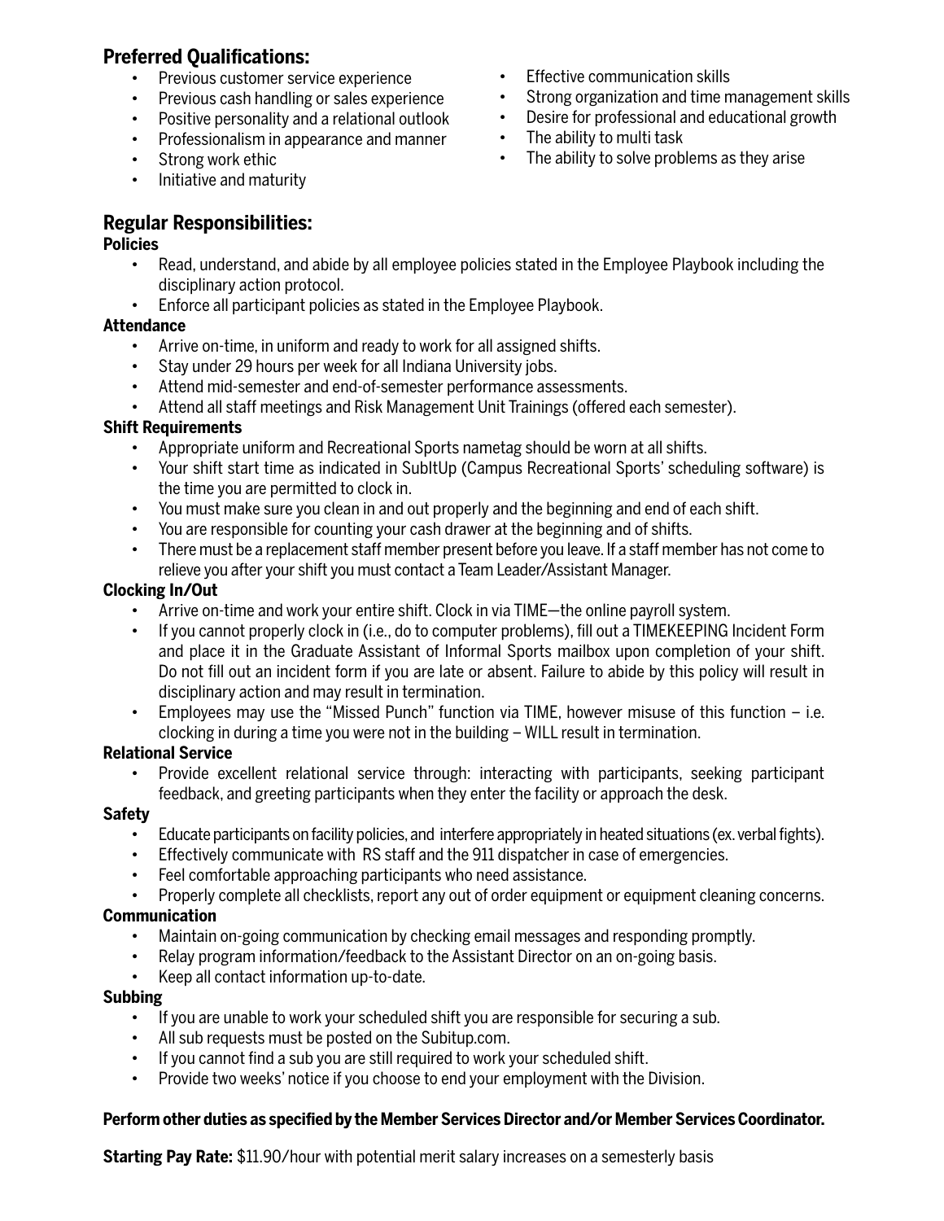## Preferred Qualifications:

- Previous customer service experience
- Previous cash handling or sales experience
- Positive personality and a relational outlook
- Professionalism in appearance and manner
- Strong work ethic
- Initiative and maturity
- Effective communication skills
- Strong organization and time management skills
- Desire for professional and educational growth
- The ability to multi task
- The ability to solve problems as they arise

## Regular Responsibilities:

**Policies**

- Read, understand, and abide by all employee policies stated in the Employee Playbook including the disciplinary action protocol.
- Enforce all participant policies as stated in the Employee Playbook.

**Attendance**

- Arrive on-time, in uniform and ready to work for all assigned shifts.
- Stay under 29 hours per week for all Indiana University jobs.
- Attend mid-semester and end-of-semester performance assessments.
- Attend all staff meetings and Risk Management Unit Trainings (offered each semester).

**Shift Requirements**

- Appropriate uniform and Recreational Sports nametag should be worn at all shifts.
- Your shift start time as indicated in SubItUp (Campus Recreational Sports' scheduling software) is the time you are permitted to clock in.
- You must make sure you clean in and out properly and the beginning and end of each shift.
- You are responsible for counting your cash drawer at the beginning and of shifts.
- There must be a replacement staff member present before you leave. If a staff member has not come to relieve you after your shift you must contact a Team Leader/Assistant Manager.

**Clocking In/Out**

- Arrive on-time and work your entire shift. Clock in via TIME—the online payroll system.
- If you cannot properly clock in (i.e., do to computer problems), fill out a TIMEKEEPING Incident Form and place it in the Graduate Assistant of Informal Sports mailbox upon completion of your shift. Do not fill out an incident form if you are late or absent. Failure to abide by this policy will result in disciplinary action and may result in termination.
- Employees may use the "Missed Punch" function via TIME, however misuse of this function – i.e. clocking in during a time you were not in the building – WILL result in termination.

**Relational Service**

- Provide excellent relational service through: interacting with participants, seeking participant feedback, and greeting participants when they enter the facility or approach the desk.

**Safety**

- Educate participants on facility policies, and interfere appropriately in heated situations (ex. verbal fights).
- Effectively communicate with RS staff and the 911 dispatcher in case of emergencies.
- Feel comfortable approaching participants who need assistance.
- Properly complete all checklists, report any out of order equipment or equipment cleaning concerns.

**Communication**

- Maintain on-going communication by checking email messages and responding promptly.
- Relay program information/feedback to the Assistant Director on an on-going basis.
- Keep all contact information up-to-date.

**Subbing**

- If you are unable to work your scheduled shift you are responsible for securing a sub.
- All sub requests must be posted on the Subitup.com.
- If you cannot find a sub you are still required to work your scheduled shift.
- Provide two weeks' notice if you choose to end your employment with the Division.

**Perform other duties as specified by the Member Services Director and/or Member Services Coordinator.**

**Starting Pay Rate:** $11.90/hour with potential merit salary increases on a semesterly basis